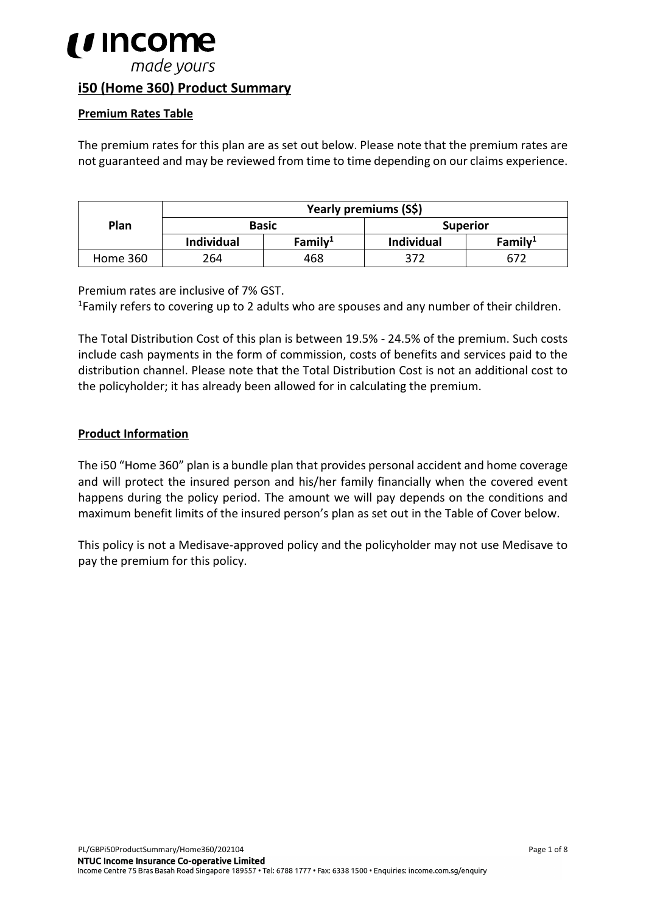# i50 (Home 360) Product Summary

## Premium Rates Table

The premium rates for this plan are as set out below. Please note that the premium rates are not guaranteed and may be reviewed from time to time depending on our claims experience.

| Plan | Yearly premiums (S$) | | | |
|---|---|---|---|---|
| | Basic | | Superior | |
| | Individual | Family[1] | Individual | Family[1] |
| Home 360 | 264 | 468 | 372 | 672 |

Premium rates are inclusive of 7% GST.

[1]Family refers to covering up to 2 adults who are spouses and any number of their children.

The Total Distribution Cost of this plan is between 19.5% - 24.5% of the premium. Such costs include cash payments in the form of commission, costs of benefits and services paid to the distribution channel. Please note that the Total Distribution Cost is not an additional cost to the policyholder; it has already been allowed for in calculating the premium.

## Product Information

The i50 "Home 360" plan is a bundle plan that provides personal accident and home coverage and will protect the insured person and his/her family financially when the covered event happens during the policy period. The amount we will pay depends on the conditions and maximum benefit limits of the insured person's plan as set out in the Table of Cover below.

This policy is not a Medisave-approved policy and the policyholder may not use Medisave to pay the premium for this policy.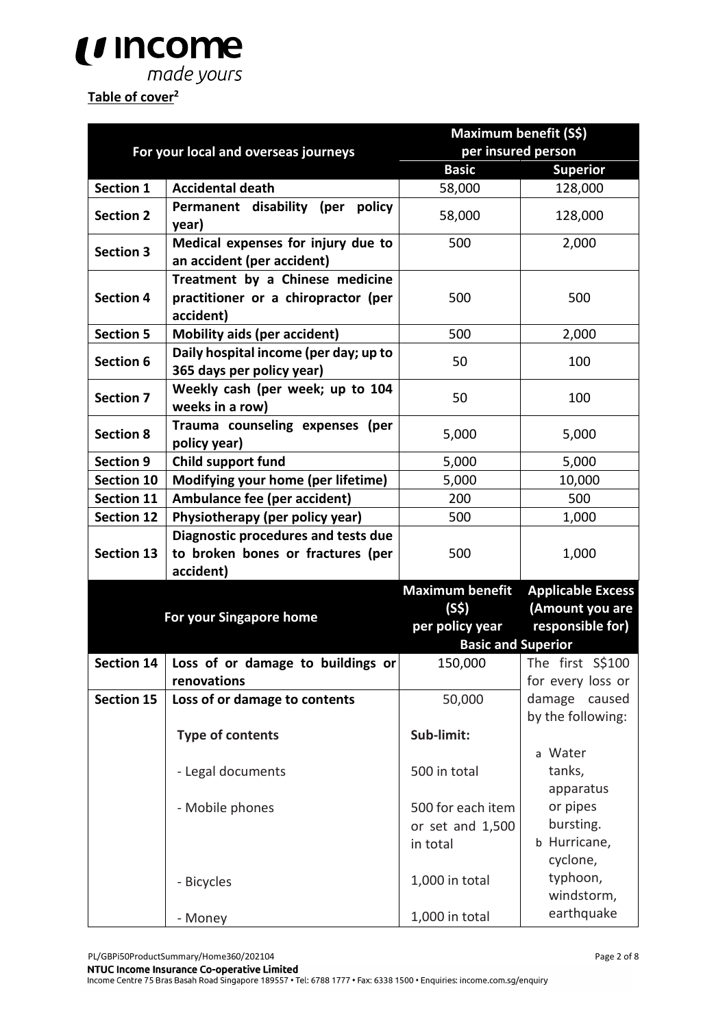**Table of cover[2]**

| For your local and overseas journeys | | Maximum benefit (S$) per insured person | |
|---|---|---|---|
| | | **Basic** | **Superior** |
| **Section 1** | **Accidental death** | 58,000 | 128,000 |
| **Section 2** | **Permanent disability (per policy year)** | 58,000 | 128,000 |
| **Section 3** | **Medical expenses for injury due to an accident (per accident)** | 500 | 2,000 |
| **Section 4** | **Treatment by a Chinese medicine practitioner or a chiropractor (per accident)** | 500 | 500 |
| **Section 5** | **Mobility aids (per accident)** | 500 | 2,000 |
| **Section 6** | **Daily hospital income (per day; up to 365 days per policy year)** | 50 | 100 |
| **Section 7** | **Weekly cash (per week; up to 104 weeks in a row)** | 50 | 100 |
| **Section 8** | **Trauma counseling expenses (per policy year)** | 5,000 | 5,000 |
| **Section 9** | **Child support fund** | 5,000 | 5,000 |
| **Section 10** | **Modifying your home (per lifetime)** | 5,000 | 10,000 |
| **Section 11** | **Ambulance fee (per accident)** | 200 | 500 |
| **Section 12** | **Physiotherapy (per policy year)** | 500 | 1,000 |
| **Section 13** | **Diagnostic procedures and tests due to broken bones or fractures (per accident)** | 500 | 1,000 |

| For your Singapore home | | Maximum benefit (S$) per policy year | Applicable Excess (Amount you are responsible for) |
|---|---|---|---|
| | | **Basic and Superior** | |
| **Section 14** | **Loss of or damage to buildings or renovations** | 150,000 | The first S$100 for every loss or damage caused by the following:<br>a. Water tanks, apparatus or pipes bursting.<br>b. Hurricane, cyclone, typhoon, windstorm, earthquake |
| **Section 15** | **Loss of or damage to contents** | 50,000 | |
| | **Type of contents** | **Sub-limit:** | |
| | - Legal documents | 500 in total | |
| | - Mobile phones | 500 for each item or set and 1,500 in total | |
| | - Bicycles | 1,000 in total | |
| | - Money | 1,000 in total | |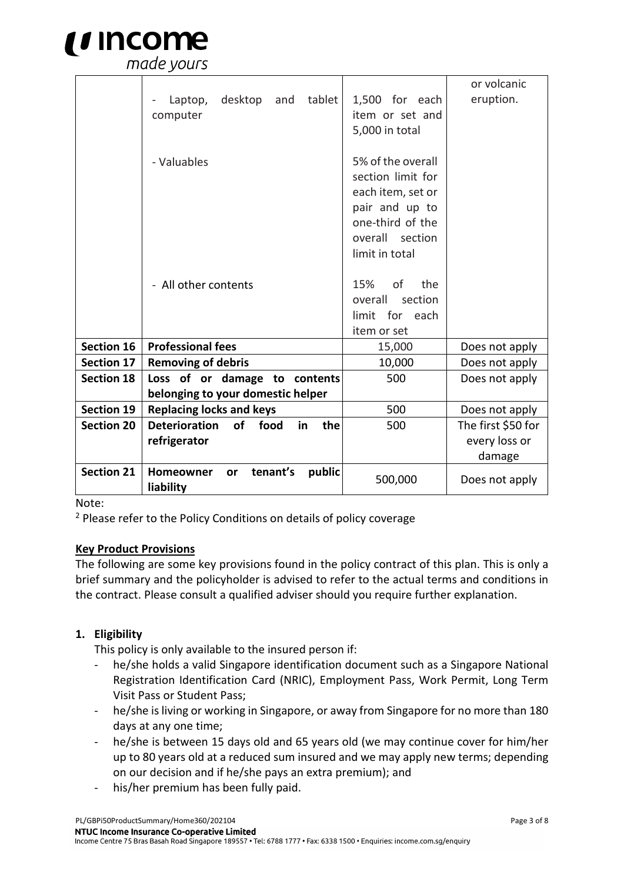| | | | |
|---|---|---|---|
| | - Laptop, desktop and tablet computer | 1,500 for each item or set and 5,000 in total | or volcanic eruption. |
| | - Valuables | 5% of the overall section limit for each item, set or pair and up to one-third of the overall section limit in total | |
| | - All other contents | 15% of the overall section limit for each item or set | |
| **Section 16** | **Professional fees** | 15,000 | Does not apply |
| **Section 17** | **Removing of debris** | 10,000 | Does not apply |
| **Section 18** | **Loss of or damage to contents belonging to your domestic helper** | 500 | Does not apply |
| **Section 19** | **Replacing locks and keys** | 500 | Does not apply |
| **Section 20** | **Deterioration of food in the refrigerator** | 500 | The first $50 for every loss or damage |
| **Section 21** | **Homeowner or tenant's public liability** | 500,000 | Does not apply |

Note:

[2] Please refer to the Policy Conditions on details of policy coverage

## Key Product Provisions

The following are some key provisions found in the policy contract of this plan. This is only a brief summary and the policyholder is advised to refer to the actual terms and conditions in the contract. Please consult a qualified adviser should you require further explanation.

### 1. Eligibility

This policy is only available to the insured person if:

- he/she holds a valid Singapore identification document such as a Singapore National Registration Identification Card (NRIC), Employment Pass, Work Permit, Long Term Visit Pass or Student Pass;
- he/she is living or working in Singapore, or away from Singapore for no more than 180 days at any one time;
- he/she is between 15 days old and 65 years old (we may continue cover for him/her up to 80 years old at a reduced sum insured and we may apply new terms; depending on our decision and if he/she pays an extra premium); and
- his/her premium has been fully paid.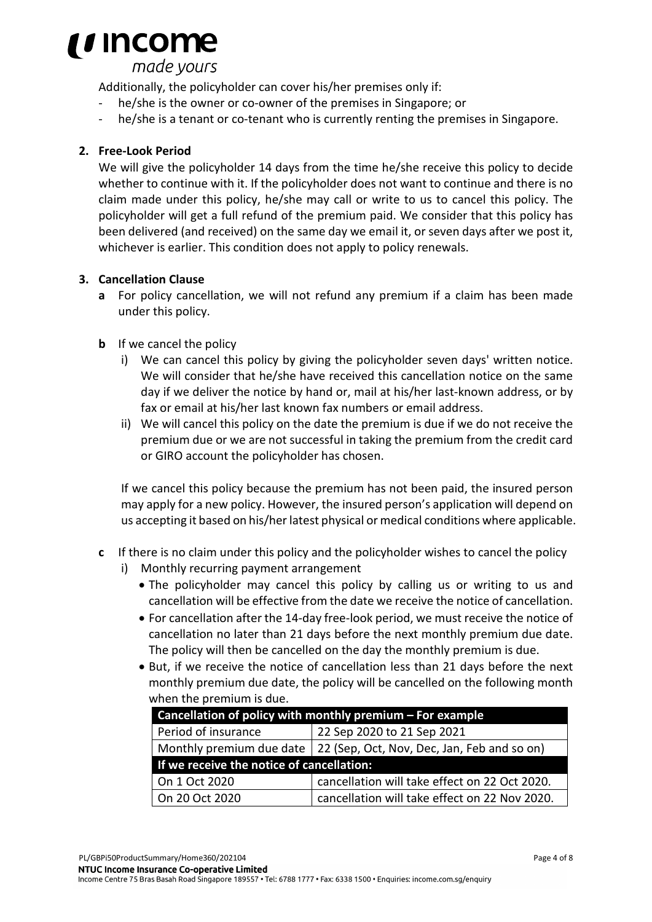Additionally, the policyholder can cover his/her premises only if:

- he/she is the owner or co-owner of the premises in Singapore; or
- he/she is a tenant or co-tenant who is currently renting the premises in Singapore.

**2. Free-Look Period**

We will give the policyholder 14 days from the time he/she receive this policy to decide whether to continue with it. If the policyholder does not want to continue and there is no claim made under this policy, he/she may call or write to us to cancel this policy. The policyholder will get a full refund of the premium paid. We consider that this policy has been delivered (and received) on the same day we email it, or seven days after we post it, whichever is earlier. This condition does not apply to policy renewals.

**3. Cancellation Clause**

**a** For policy cancellation, we will not refund any premium if a claim has been made under this policy.

**b** If we cancel the policy

i) We can cancel this policy by giving the policyholder seven days' written notice. We will consider that he/she have received this cancellation notice on the same day if we deliver the notice by hand or, mail at his/her last-known address, or by fax or email at his/her last known fax numbers or email address.

ii) We will cancel this policy on the date the premium is due if we do not receive the premium due or we are not successful in taking the premium from the credit card or GIRO account the policyholder has chosen.

If we cancel this policy because the premium has not been paid, the insured person may apply for a new policy. However, the insured person's application will depend on us accepting it based on his/her latest physical or medical conditions where applicable.

**c** If there is no claim under this policy and the policyholder wishes to cancel the policy

i) Monthly recurring payment arrangement

- The policyholder may cancel this policy by calling us or writing to us and cancellation will be effective from the date we receive the notice of cancellation.
- For cancellation after the 14-day free-look period, we must receive the notice of cancellation no later than 21 days before the next monthly premium due date. The policy will then be cancelled on the day the monthly premium is due.
- But, if we receive the notice of cancellation less than 21 days before the next monthly premium due date, the policy will be cancelled on the following month when the premium is due.

| **Cancellation of policy with monthly premium – For example** | |
|---|---|
| Period of insurance | 22 Sep 2020 to 21 Sep 2021 |
| Monthly premium due date | 22 (Sep, Oct, Nov, Dec, Jan, Feb and so on) |
| **If we receive the notice of cancellation:** | |
| On 1 Oct 2020 | cancellation will take effect on 22 Oct 2020. |
| On 20 Oct 2020 | cancellation will take effect on 22 Nov 2020. |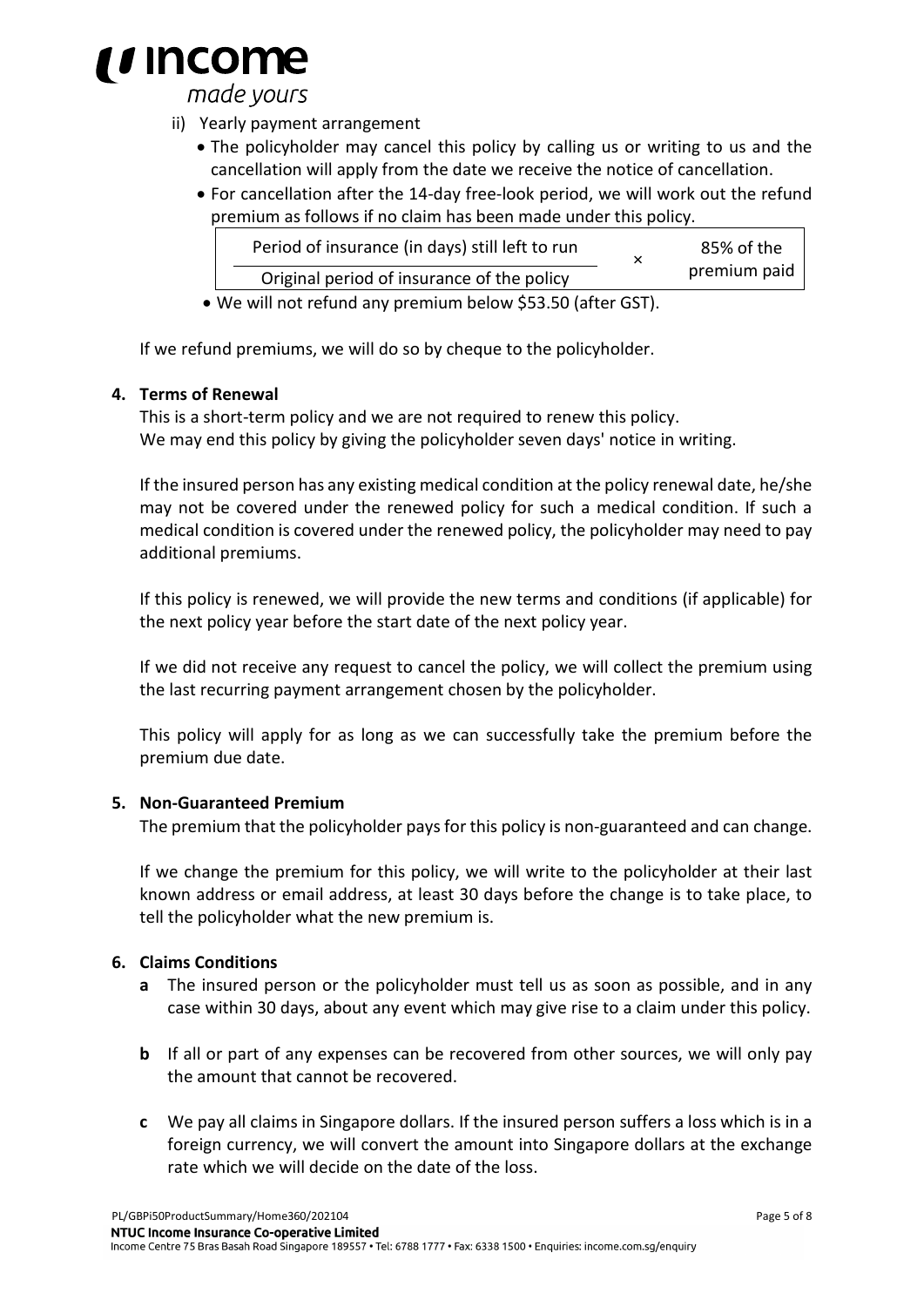ii) Yearly payment arrangement
   - The policyholder may cancel this policy by calling us or writing to us and the cancellation will apply from the date we receive the notice of cancellation.
   - For cancellation after the 14-day free-look period, we will work out the refund premium as follows if no claim has been made under this policy.

$$\frac{\text{Period of insurance (in days) still left to run}}{\text{Original period of insurance of the policy}} \times \text{85\% of the premium paid}$$

   - We will not refund any premium below $53.50 (after GST).

If we refund premiums, we will do so by cheque to the policyholder.

**4. Terms of Renewal**

This is a short-term policy and we are not required to renew this policy.
We may end this policy by giving the policyholder seven days' notice in writing.

If the insured person has any existing medical condition at the policy renewal date, he/she may not be covered under the renewed policy for such a medical condition. If such a medical condition is covered under the renewed policy, the policyholder may need to pay additional premiums.

If this policy is renewed, we will provide the new terms and conditions (if applicable) for the next policy year before the start date of the next policy year.

If we did not receive any request to cancel the policy, we will collect the premium using the last recurring payment arrangement chosen by the policyholder.

This policy will apply for as long as we can successfully take the premium before the premium due date.

**5. Non-Guaranteed Premium**

The premium that the policyholder pays for this policy is non-guaranteed and can change.

If we change the premium for this policy, we will write to the policyholder at their last known address or email address, at least 30 days before the change is to take place, to tell the policyholder what the new premium is.

**6. Claims Conditions**

**a** The insured person or the policyholder must tell us as soon as possible, and in any case within 30 days, about any event which may give rise to a claim under this policy.

**b** If all or part of any expenses can be recovered from other sources, we will only pay the amount that cannot be recovered.

**c** We pay all claims in Singapore dollars. If the insured person suffers a loss which is in a foreign currency, we will convert the amount into Singapore dollars at the exchange rate which we will decide on the date of the loss.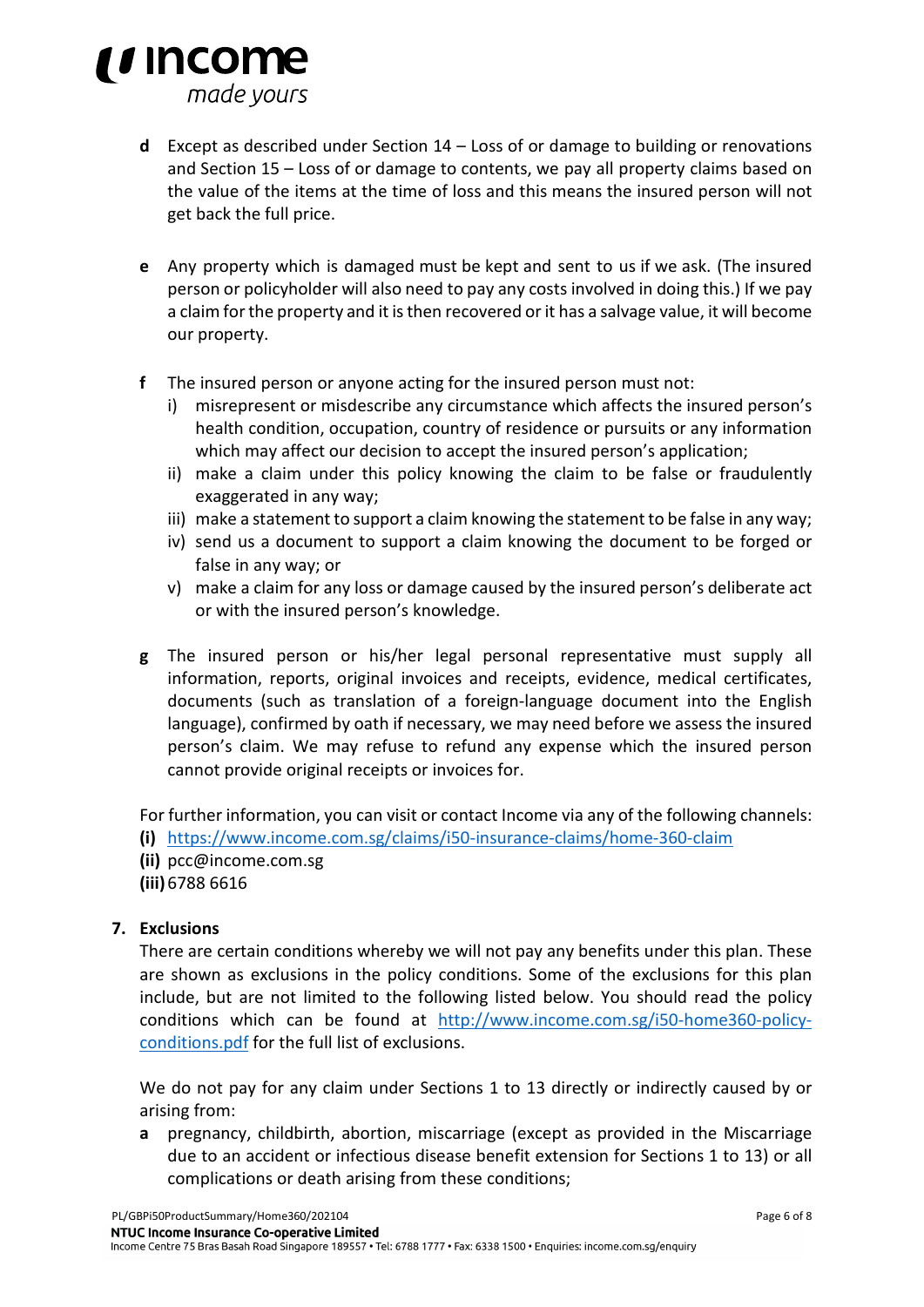**d** Except as described under Section 14 – Loss of or damage to building or renovations and Section 15 – Loss of or damage to contents, we pay all property claims based on the value of the items at the time of loss and this means the insured person will not get back the full price.

**e** Any property which is damaged must be kept and sent to us if we ask. (The insured person or policyholder will also need to pay any costs involved in doing this.) If we pay a claim for the property and it is then recovered or it has a salvage value, it will become our property.

**f** The insured person or anyone acting for the insured person must not:

i) misrepresent or misdescribe any circumstance which affects the insured person's health condition, occupation, country of residence or pursuits or any information which may affect our decision to accept the insured person's application;
ii) make a claim under this policy knowing the claim to be false or fraudulently exaggerated in any way;
iii) make a statement to support a claim knowing the statement to be false in any way;
iv) send us a document to support a claim knowing the document to be forged or false in any way; or
v) make a claim for any loss or damage caused by the insured person's deliberate act or with the insured person's knowledge.

**g** The insured person or his/her legal personal representative must supply all information, reports, original invoices and receipts, evidence, medical certificates, documents (such as translation of a foreign-language document into the English language), confirmed by oath if necessary, we may need before we assess the insured person's claim. We may refuse to refund any expense which the insured person cannot provide original receipts or invoices for.

For further information, you can visit or contact Income via any of the following channels:

**(i)** https://www.income.com.sg/claims/i50-insurance-claims/home-360-claim
**(ii)** pcc@income.com.sg
**(iii)** 6788 6616

## 7. Exclusions

There are certain conditions whereby we will not pay any benefits under this plan. These are shown as exclusions in the policy conditions. Some of the exclusions for this plan include, but are not limited to the following listed below. You should read the policy conditions which can be found at http://www.income.com.sg/i50-home360-policy-conditions.pdf for the full list of exclusions.

We do not pay for any claim under Sections 1 to 13 directly or indirectly caused by or arising from:

**a** pregnancy, childbirth, abortion, miscarriage (except as provided in the Miscarriage due to an accident or infectious disease benefit extension for Sections 1 to 13) or all complications or death arising from these conditions;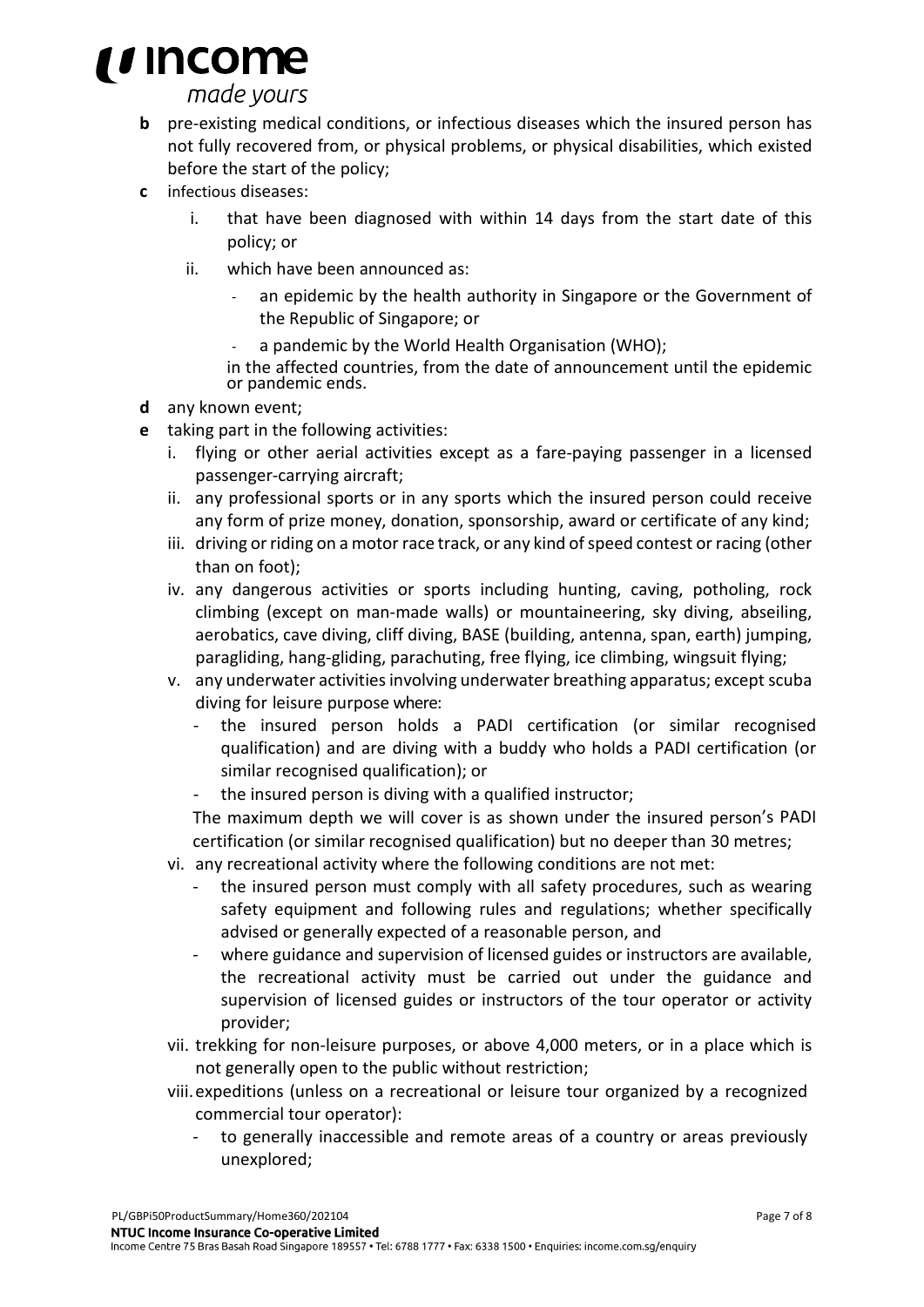**b** pre-existing medical conditions, or infectious diseases which the insured person has not fully recovered from, or physical problems, or physical disabilities, which existed before the start of the policy;

**c** infectious diseases:

  i. that have been diagnosed with within 14 days from the start date of this policy; or

  ii. which have been announced as:

   - an epidemic by the health authority in Singapore or the Government of the Republic of Singapore; or
   - a pandemic by the World Health Organisation (WHO);

  in the affected countries, from the date of announcement until the epidemic or pandemic ends.

**d** any known event;

**e** taking part in the following activities:

  i. flying or other aerial activities except as a fare-paying passenger in a licensed passenger-carrying aircraft;

  ii. any professional sports or in any sports which the insured person could receive any form of prize money, donation, sponsorship, award or certificate of any kind;

  iii. driving or riding on a motor race track, or any kind of speed contest or racing (other than on foot);

  iv. any dangerous activities or sports including hunting, caving, potholing, rock climbing (except on man-made walls) or mountaineering, sky diving, abseiling, aerobatics, cave diving, cliff diving, BASE (building, antenna, span, earth) jumping, paragliding, hang-gliding, parachuting, free flying, ice climbing, wingsuit flying;

  v. any underwater activities involving underwater breathing apparatus; except scuba diving for leisure purpose where:

   - the insured person holds a PADI certification (or similar recognised qualification) and are diving with a buddy who holds a PADI certification (or similar recognised qualification); or
   - the insured person is diving with a qualified instructor;

  The maximum depth we will cover is as shown under the insured person's PADI certification (or similar recognised qualification) but no deeper than 30 metres;

  vi. any recreational activity where the following conditions are not met:

   - the insured person must comply with all safety procedures, such as wearing safety equipment and following rules and regulations; whether specifically advised or generally expected of a reasonable person, and
   - where guidance and supervision of licensed guides or instructors are available, the recreational activity must be carried out under the guidance and supervision of licensed guides or instructors of the tour operator or activity provider;

  vii. trekking for non-leisure purposes, or above 4,000 meters, or in a place which is not generally open to the public without restriction;

  viii. expeditions (unless on a recreational or leisure tour organized by a recognized commercial tour operator):

   - to generally inaccessible and remote areas of a country or areas previously unexplored;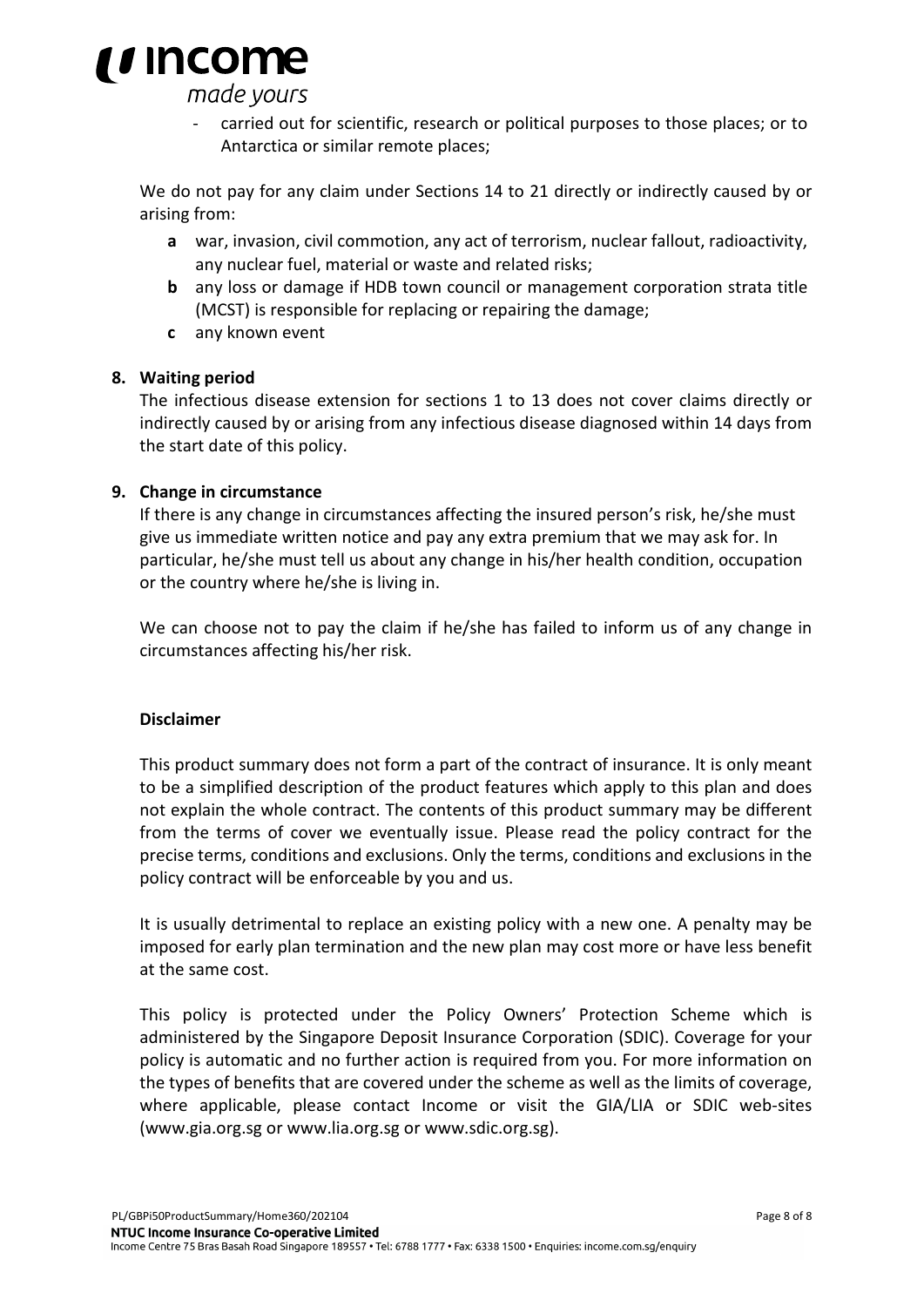- carried out for scientific, research or political purposes to those places; or to Antarctica or similar remote places;

We do not pay for any claim under Sections 14 to 21 directly or indirectly caused by or arising from:

- **a** war, invasion, civil commotion, any act of terrorism, nuclear fallout, radioactivity, any nuclear fuel, material or waste and related risks;
- **b** any loss or damage if HDB town council or management corporation strata title (MCST) is responsible for replacing or repairing the damage;
- **c** any known event

**8. Waiting period**

The infectious disease extension for sections 1 to 13 does not cover claims directly or indirectly caused by or arising from any infectious disease diagnosed within 14 days from the start date of this policy.

**9. Change in circumstance**

If there is any change in circumstances affecting the insured person's risk, he/she must give us immediate written notice and pay any extra premium that we may ask for. In particular, he/she must tell us about any change in his/her health condition, occupation or the country where he/she is living in.

We can choose not to pay the claim if he/she has failed to inform us of any change in circumstances affecting his/her risk.

**Disclaimer**

This product summary does not form a part of the contract of insurance. It is only meant to be a simplified description of the product features which apply to this plan and does not explain the whole contract. The contents of this product summary may be different from the terms of cover we eventually issue. Please read the policy contract for the precise terms, conditions and exclusions. Only the terms, conditions and exclusions in the policy contract will be enforceable by you and us.

It is usually detrimental to replace an existing policy with a new one. A penalty may be imposed for early plan termination and the new plan may cost more or have less benefit at the same cost.

This policy is protected under the Policy Owners' Protection Scheme which is administered by the Singapore Deposit Insurance Corporation (SDIC). Coverage for your policy is automatic and no further action is required from you. For more information on the types of benefits that are covered under the scheme as well as the limits of coverage, where applicable, please contact Income or visit the GIA/LIA or SDIC web-sites (www.gia.org.sg or www.lia.org.sg or www.sdic.org.sg).